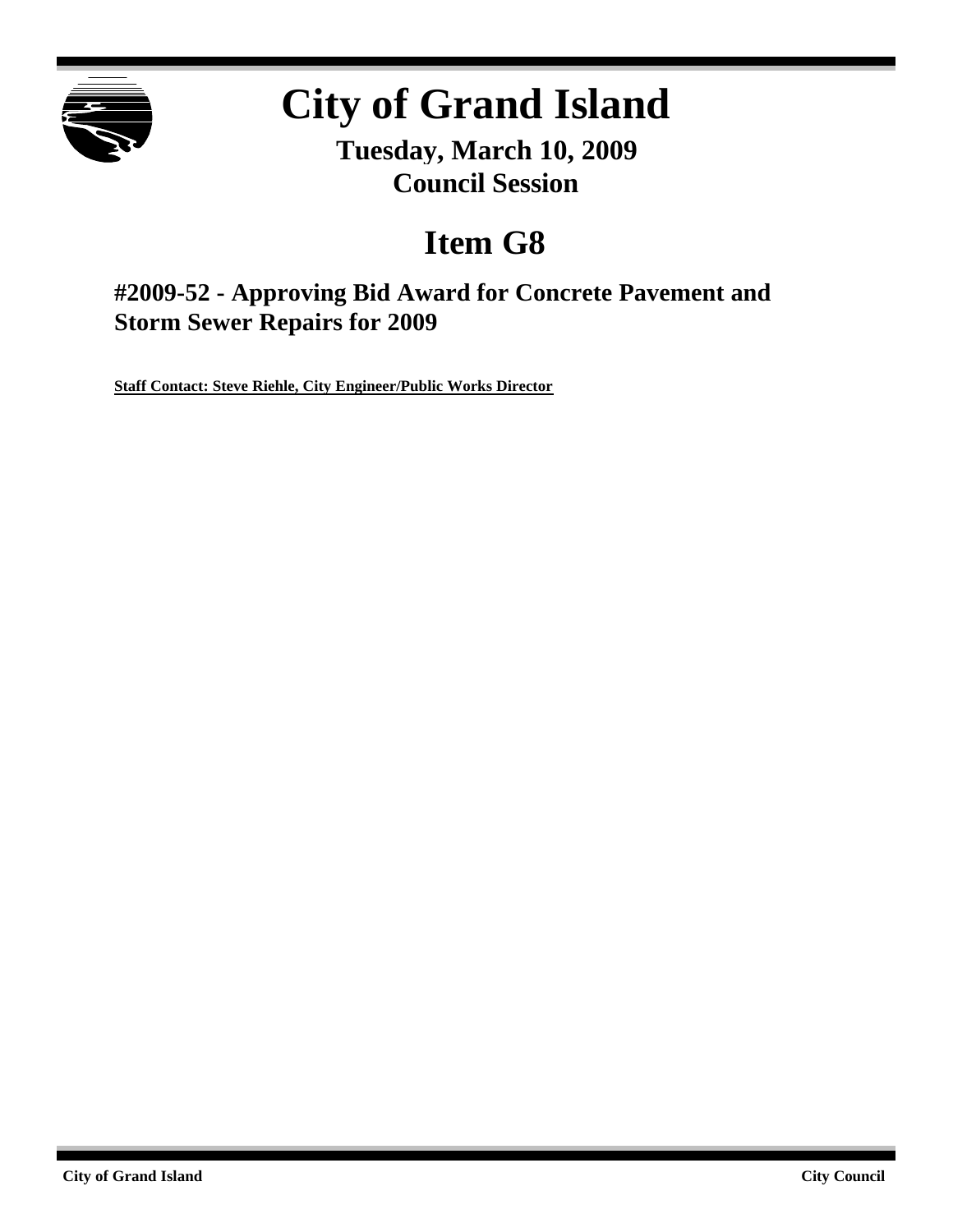# City of Grand Island

**Tuesday, March 10, 2009**
**Council Session**

# Item G8

## #2009-52 - Approving Bid Award for Concrete Pavement and Storm Sewer Repairs for 2009

**Staff Contact: Steve Riehle, City Engineer/Public Works Director**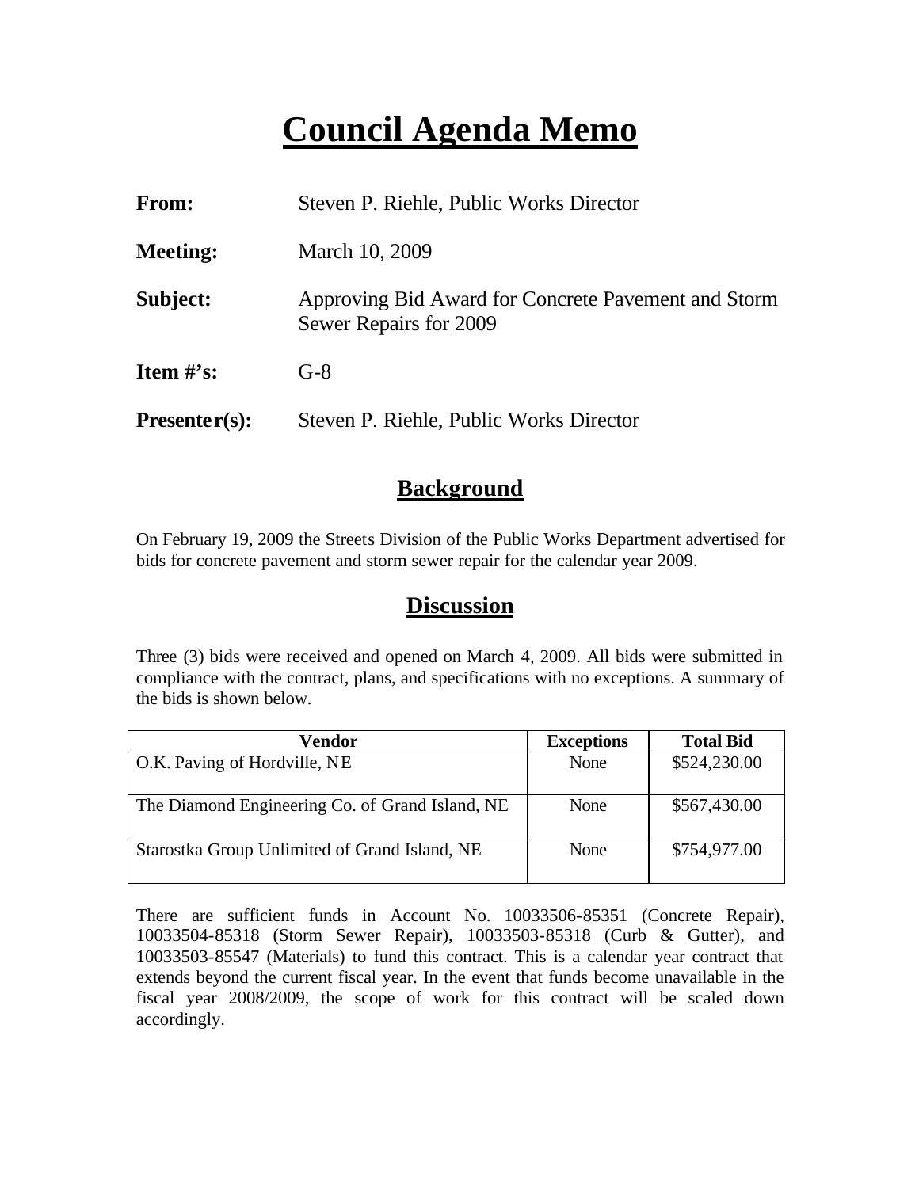# Council Agenda Memo

**From:** Steven P. Riehle, Public Works Director

**Meeting:** March 10, 2009

**Subject:** Approving Bid Award for Concrete Pavement and Storm Sewer Repairs for 2009

**Item #'s:** G-8

**Presenter(s):** Steven P. Riehle, Public Works Director

## Background

On February 19, 2009 the Streets Division of the Public Works Department advertised for bids for concrete pavement and storm sewer repair for the calendar year 2009.

## Discussion

Three (3) bids were received and opened on March 4, 2009. All bids were submitted in compliance with the contract, plans, and specifications with no exceptions. A summary of the bids is shown below.

| Vendor | Exceptions | Total Bid |
|---|---|---|
| O.K. Paving of Hordville, NE | None | \$524,230.00 |
| The Diamond Engineering Co. of Grand Island, NE | None | \$567,430.00 |
| Starostka Group Unlimited of Grand Island, NE | None | \$754,977.00 |

There are sufficient funds in Account No. 10033506-85351 (Concrete Repair), 10033504-85318 (Storm Sewer Repair), 10033503-85318 (Curb & Gutter), and 10033503-85547 (Materials) to fund this contract. This is a calendar year contract that extends beyond the current fiscal year. In the event that funds become unavailable in the fiscal year 2008/2009, the scope of work for this contract will be scaled down accordingly.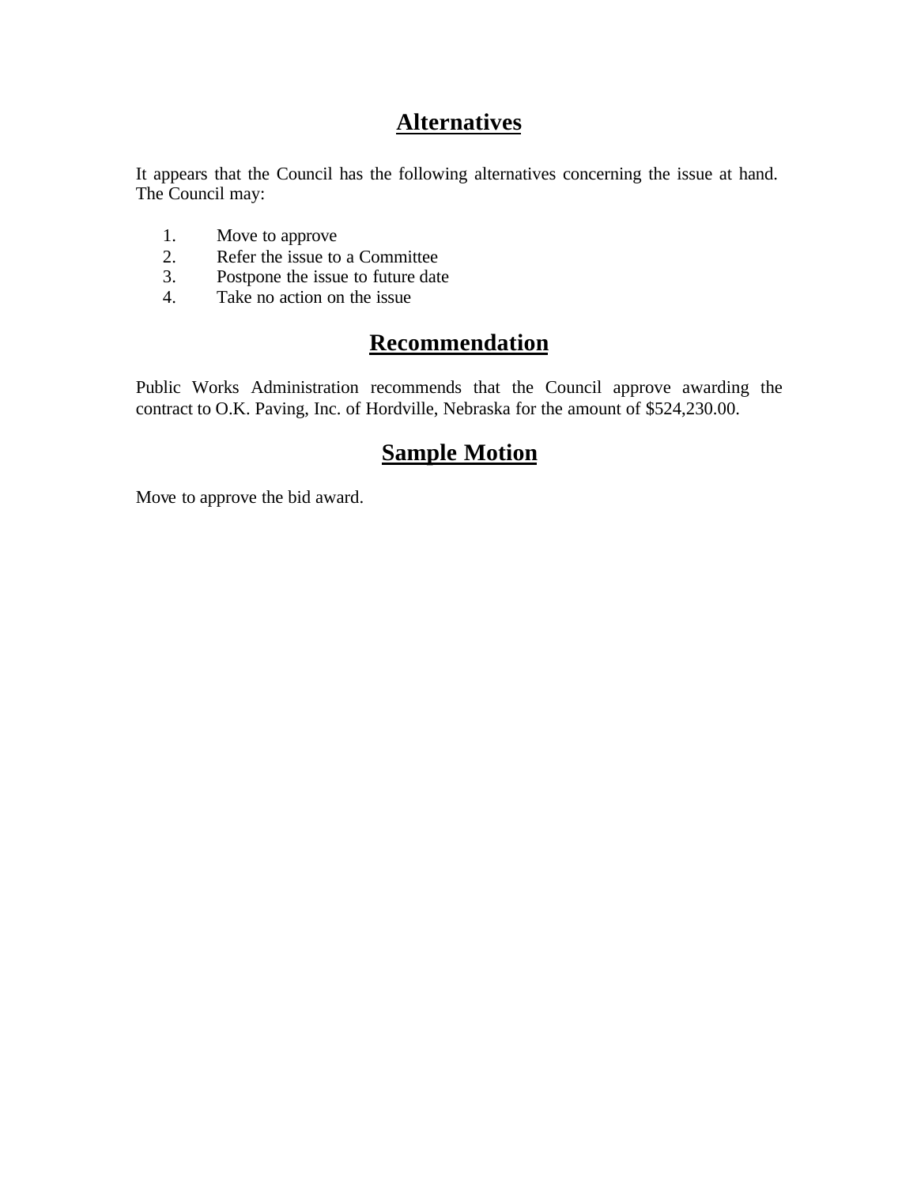## Alternatives

It appears that the Council has the following alternatives concerning the issue at hand. The Council may:

1. Move to approve
2. Refer the issue to a Committee
3. Postpone the issue to future date
4. Take no action on the issue

## Recommendation

Public Works Administration recommends that the Council approve awarding the contract to O.K. Paving, Inc. of Hordville, Nebraska for the amount of $524,230.00.

## Sample Motion

Move to approve the bid award.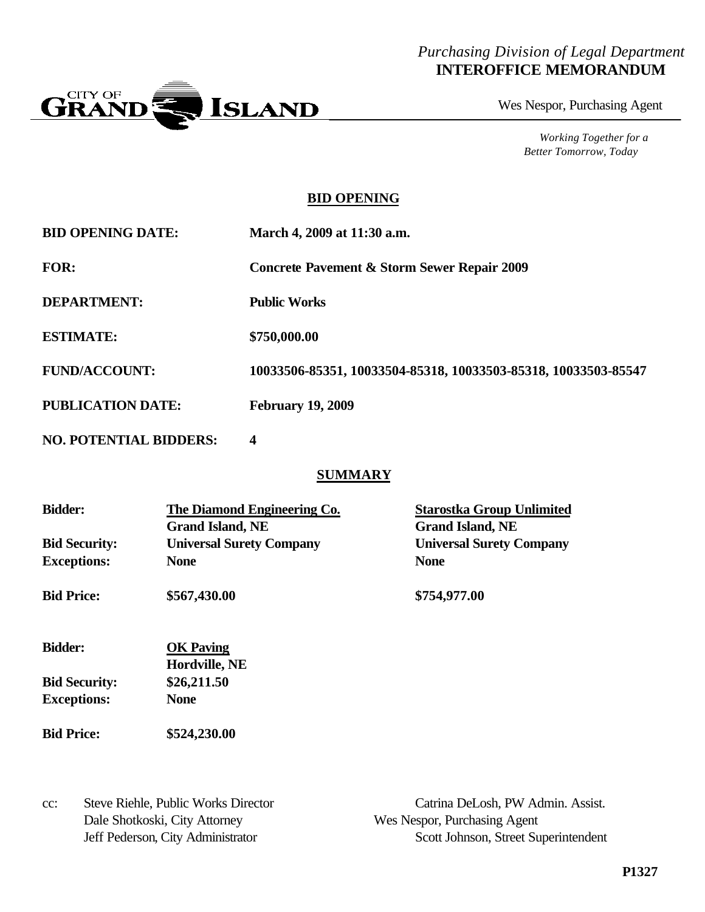*Purchasing Division of Legal Department*
**INTEROFFICE MEMORANDUM**

CITY OF GRAND ISLAND

Wes Nespor, Purchasing Agent

*Working Together for a Better Tomorrow, Today*

## BID OPENING

| | |
|---|---|
| **BID OPENING DATE:** | **March 4, 2009 at 11:30 a.m.** |
| **FOR:** | **Concrete Pavement & Storm Sewer Repair 2009** |
| **DEPARTMENT:** | **Public Works** |
| **ESTIMATE:** | **$750,000.00** |
| **FUND/ACCOUNT:** | **10033506-85351, 10033504-85318, 10033503-85318, 10033503-85547** |
| **PUBLICATION DATE:** | **February 19, 2009** |
| **NO. POTENTIAL BIDDERS:** | **4** |

## SUMMARY

| | | |
|---|---|---|
| **Bidder:** | **The Diamond Engineering Co.**<br>**Grand Island, NE** | **Starostka Group Unlimited**<br>**Grand Island, NE** |
| **Bid Security:** | **Universal Surety Company** | **Universal Surety Company** |
| **Exceptions:** | **None** | **None** |
| **Bid Price:** | **$567,430.00** | **$754,977.00** |

| | |
|---|---|
| **Bidder:** | **OK Paving**<br>**Hordville, NE** |
| **Bid Security:** | **$26,211.50** |
| **Exceptions:** | **None** |
| **Bid Price:** | **$524,230.00** |

cc: Steve Riehle, Public Works Director
Dale Shotkoski, City Attorney
Jeff Pederson, City Administrator
Catrina DeLosh, PW Admin. Assist.
Wes Nespor, Purchasing Agent
Scott Johnson, Street Superintendent

**P1327**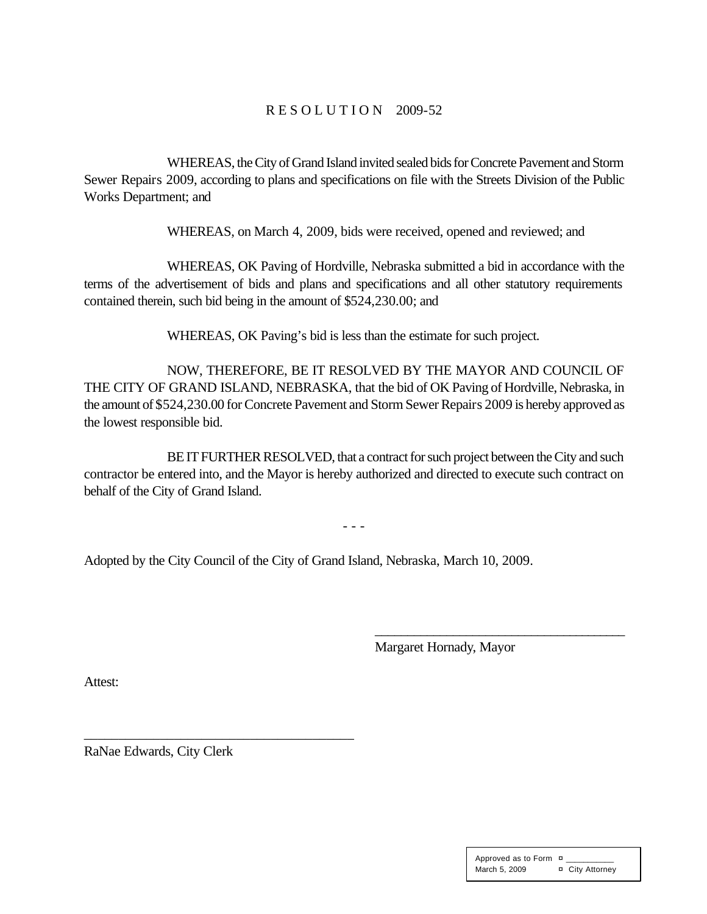# R E S O L U T I O N 2009-52

WHEREAS, the City of Grand Island invited sealed bids for Concrete Pavement and Storm Sewer Repairs 2009, according to plans and specifications on file with the Streets Division of the Public Works Department; and

WHEREAS, on March 4, 2009, bids were received, opened and reviewed; and

WHEREAS, OK Paving of Hordville, Nebraska submitted a bid in accordance with the terms of the advertisement of bids and plans and specifications and all other statutory requirements contained therein, such bid being in the amount of $524,230.00; and

WHEREAS, OK Paving's bid is less than the estimate for such project.

NOW, THEREFORE, BE IT RESOLVED BY THE MAYOR AND COUNCIL OF THE CITY OF GRAND ISLAND, NEBRASKA, that the bid of OK Paving of Hordville, Nebraska, in the amount of $524,230.00 for Concrete Pavement and Storm Sewer Repairs 2009 is hereby approved as the lowest responsible bid.

BE IT FURTHER RESOLVED, that a contract for such project between the City and such contractor be entered into, and the Mayor is hereby authorized and directed to execute such contract on behalf of the City of Grand Island.

- - -

Adopted by the City Council of the City of Grand Island, Nebraska, March 10, 2009.

_____________________________________
Margaret Hornady, Mayor

Attest:

_______________________________________
RaNae Edwards, City Clerk

| | |
|---|---|
| Approved as to Form | ¤ ___________ |
| March 5, 2009 | ¤ City Attorney |